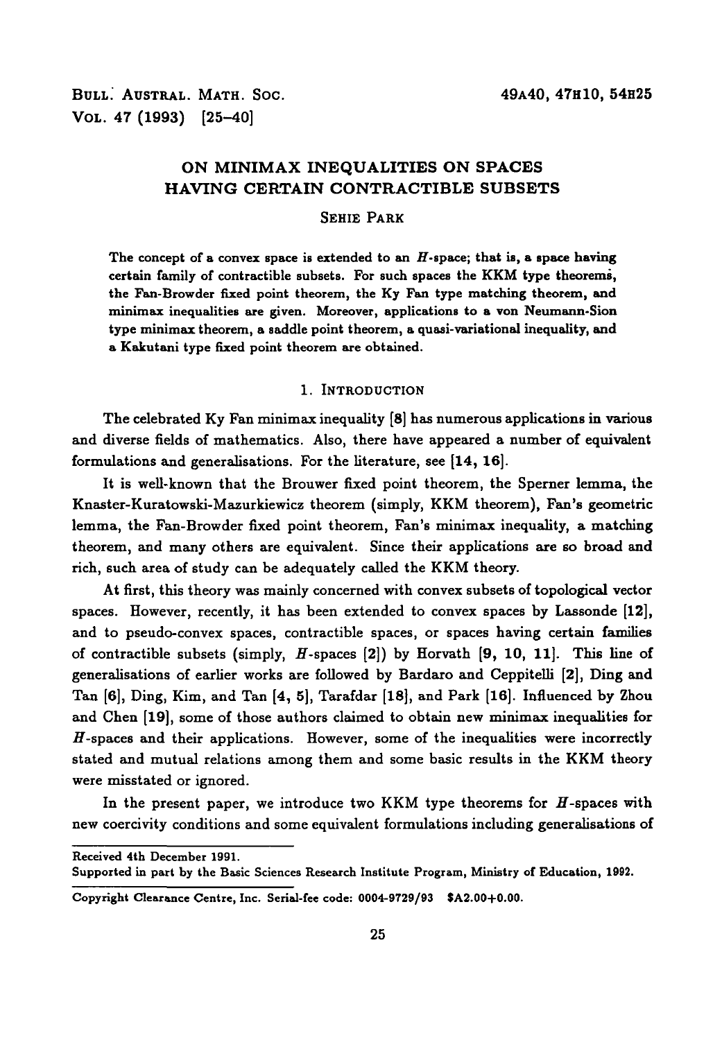# ON MINIMAX INEQUALITIES ON SPACES HAVING CERTAIN CONTRACTIBLE SUBSETS

SEHIE PARK

The concept of a convex space is extended to an $H$-space; that is, a space having certain family of contractible subsets. For such spaces the KKM type theorems, the Fan-Browder fixed point theorem, the Ky Fan type matching theorem, and minimax inequalities are given. Moreover, applications to a von Neumann-Sion type minimax theorem, a saddle point theorem, a quasi-variational inequality, and a Kakutani type fixed point theorem are obtained.

## 1. INTRODUCTION

The celebrated Ky Fan minimax inequality [8] has numerous applications in various and diverse fields of mathematics. Also, there have appeared a number of equivalent formulations and generalisations. For the literature, see [14, 16].

It is well-known that the Brouwer fixed point theorem, the Sperner lemma, the Knaster-Kuratowski-Mazurkiewicz theorem (simply, KKM theorem), Fan's geometric lemma, the Fan-Browder fixed point theorem, Fan's minimax inequality, a matching theorem, and many others are equivalent. Since their applications are so broad and rich, such area of study can be adequately called the KKM theory.

At first, this theory was mainly concerned with convex subsets of topological vector spaces. However, recently, it has been extended to convex spaces by Lassonde [12], and to pseudo-convex spaces, contractible spaces, or spaces having certain families of contractible subsets (simply, $H$-spaces [2]) by Horvath [9, 10, 11]. This line of generalisations of earlier works are followed by Bardaro and Ceppitelli [2], Ding and Tan [6], Ding, Kim, and Tan [4, 5], Tarafdar [18], and Park [16]. Influenced by Zhou and Chen [19], some of those authors claimed to obtain new minimax inequalities for $H$-spaces and their applications. However, some of the inequalities were incorrectly stated and mutual relations among them and some basic results in the KKM theory were misstated or ignored.

In the present paper, we introduce two KKM type theorems for $H$-spaces with new coercivity conditions and some equivalent formulations including generalisations of

---

Received 4th December 1991.

Supported in part by the Basic Sciences Research Institute Program, Ministry of Education, 1992.

Copyright Clearance Centre, Inc. Serial-fee code: 0004-9729/93 $A2.00+0.00.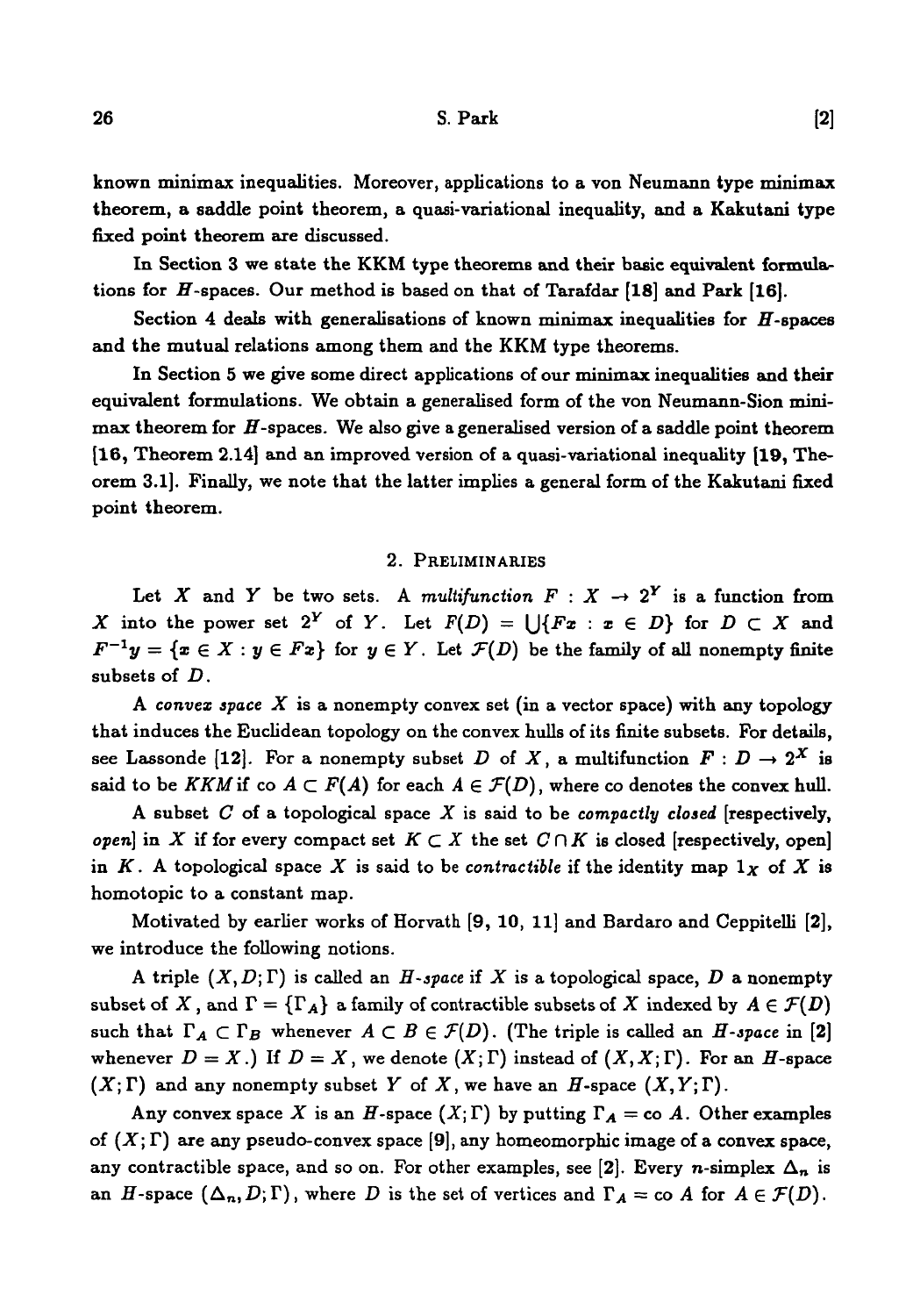known minimax inequalities. Moreover, applications to a von Neumann type minimax theorem, a saddle point theorem, a quasi-variational inequality, and a Kakutani type fixed point theorem are discussed.

In Section 3 we state the KKM type theorems and their basic equivalent formulations for $H$-spaces. Our method is based on that of Tarafdar [18] and Park [16].

Section 4 deals with generalisations of known minimax inequalities for $H$-spaces and the mutual relations among them and the KKM type theorems.

In Section 5 we give some direct applications of our minimax inequalities and their equivalent formulations. We obtain a generalised form of the von Neumann-Sion minimax theorem for $H$-spaces. We also give a generalised version of a saddle point theorem [16, Theorem 2.14] and an improved version of a quasi-variational inequality [19, Theorem 3.1]. Finally, we note that the latter implies a general form of the Kakutani fixed point theorem.

## 2. Preliminaries

Let $X$ and $Y$ be two sets. A *multifunction* $F : X \to 2^Y$ is a function from $X$ into the power set $2^Y$ of $Y$. Let $F(D) = \bigcup\{Fx : x \in D\}$ for $D \subset X$ and $F^{-1}y = \{x \in X : y \in Fx\}$ for $y \in Y$. Let $\mathcal{F}(D)$ be the family of all nonempty finite subsets of $D$.

A *convex space* $X$ is a nonempty convex set (in a vector space) with any topology that induces the Euclidean topology on the convex hulls of its finite subsets. For details, see Lassonde [12]. For a nonempty subset $D$ of $X$, a multifunction $F : D \to 2^X$ is said to be *KKM* if co $A \subset F(A)$ for each $A \in \mathcal{F}(D)$, where co denotes the convex hull.

A subset $C$ of a topological space $X$ is said to be *compactly closed* [respectively, *open*] in $X$ if for every compact set $K \subset X$ the set $C \cap K$ is closed [respectively, open] in $K$. A topological space $X$ is said to be *contractible* if the identity map $1_X$ of $X$ is homotopic to a constant map.

Motivated by earlier works of Horvath [9, 10, 11] and Bardaro and Ceppitelli [2], we introduce the following notions.

A triple $(X, D; \Gamma)$ is called an *H-space* if $X$ is a topological space, $D$ a nonempty subset of $X$, and $\Gamma = \{\Gamma_A\}$ a family of contractible subsets of $X$ indexed by $A \in \mathcal{F}(D)$ such that $\Gamma_A \subset \Gamma_B$ whenever $A \subset B \in \mathcal{F}(D)$. (The triple is called an *H-space* in [2] whenever $D = X$.) If $D = X$, we denote $(X; \Gamma)$ instead of $(X, X; \Gamma)$. For an $H$-space $(X; \Gamma)$ and any nonempty subset $Y$ of $X$, we have an $H$-space $(X, Y; \Gamma)$.

Any convex space $X$ is an $H$-space $(X; \Gamma)$ by putting $\Gamma_A = \text{co } A$. Other examples of $(X; \Gamma)$ are any pseudo-convex space [9], any homeomorphic image of a convex space, any contractible space, and so on. For other examples, see [2]. Every $n$-simplex $\Delta_n$ is an $H$-space $(\Delta_n, D; \Gamma)$, where $D$ is the set of vertices and $\Gamma_A = \text{co } A$ for $A \in \mathcal{F}(D)$.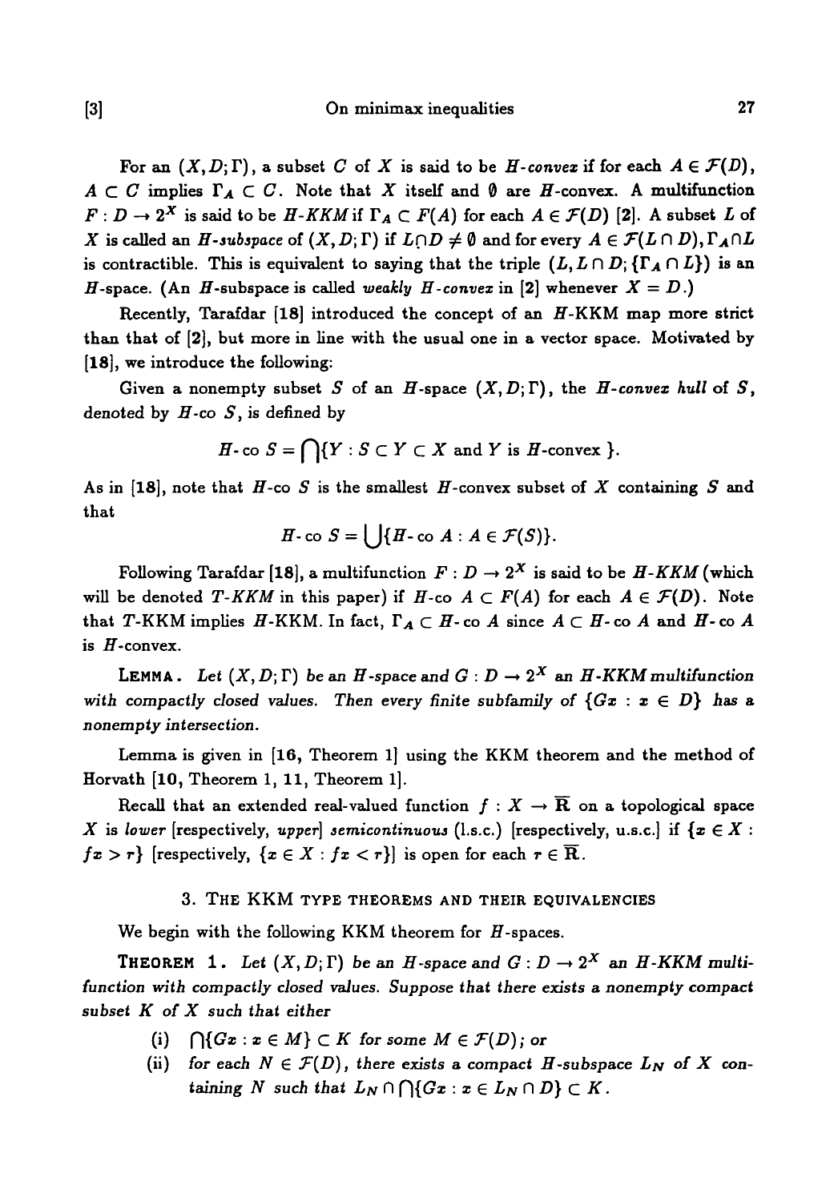For an $(X, D; \Gamma)$, a subset $C$ of $X$ is said to be *H-convex* if for each $A \in \mathcal{F}(D)$, $A \subset C$ implies $\Gamma_A \subset C$. Note that $X$ itself and $\emptyset$ are $H$-convex. A multifunction $F : D \to 2^X$ is said to be *H-KKM* if $\Gamma_A \subset F(A)$ for each $A \in \mathcal{F}(D)$ [2]. A subset $L$ of $X$ is called an *H-subspace* of $(X, D; \Gamma)$ if $L \cap D \neq \emptyset$ and for every $A \in \mathcal{F}(L \cap D), \Gamma_A \cap L$ is contractible. This is equivalent to saying that the triple $(L, L \cap D; \{\Gamma_A \cap L\})$ is an $H$-space. (An $H$-subspace is called *weakly H-convex* in [2] whenever $X = D$.)

Recently, Tarafdar [18] introduced the concept of an $H$-KKM map more strict than that of [2], but more in line with the usual one in a vector space. Motivated by [18], we introduce the following:

Given a nonempty subset $S$ of an $H$-space $(X, D; \Gamma)$, the *H-convex hull* of $S$, denoted by $H$-co $S$, is defined by

$$H\text{-}\operatorname{co} S = \bigcap \{Y : S \subset Y \subset X \text{ and } Y \text{ is } H\text{-convex }\}.$$

As in [18], note that $H$-co $S$ is the smallest $H$-convex subset of $X$ containing $S$ and that

$$H\text{-}\operatorname{co} S = \bigcup \{H\text{-}\operatorname{co} A : A \in \mathcal{F}(S)\}.$$

Following Tarafdar [18], a multifunction $F : D \to 2^X$ is said to be *H-KKM* (which will be denoted *T-KKM* in this paper) if $H$-co $A \subset F(A)$ for each $A \in \mathcal{F}(D)$. Note that $T$-KKM implies $H$-KKM. In fact, $\Gamma_A \subset H$-co $A$ since $A \subset H$-co $A$ and $H$-co $A$ is $H$-convex.

**LEMMA.** *Let $(X, D; \Gamma)$ be an $H$-space and $G : D \to 2^X$ an $H$-KKM multifunction with compactly closed values. Then every finite subfamily of $\{Gx : x \in D\}$ has a nonempty intersection.*

Lemma is given in [16, Theorem 1] using the KKM theorem and the method of Horvath [10, Theorem 1, 11, Theorem 1].

Recall that an extended real-valued function $f : X \to \overline{\mathbf{R}}$ on a topological space $X$ is *lower* [respectively, *upper*] *semicontinuous* (l.s.c.) [respectively, u.s.c.] if $\{x \in X : fx > r\}$ [respectively, $\{x \in X : fx < r\}$] is open for each $r \in \overline{\mathbf{R}}$.

## 3. The KKM type theorems and their equivalencies

We begin with the following KKM theorem for $H$-spaces.

**THEOREM 1.** *Let $(X, D; \Gamma)$ be an $H$-space and $G : D \to 2^X$ an $H$-KKM multifunction with compactly closed values. Suppose that there exists a nonempty compact subset $K$ of $X$ such that either*

(i) *$\bigcap \{Gx : x \in M\} \subset K$ for some $M \in \mathcal{F}(D)$; or*

(ii) *for each $N \in \mathcal{F}(D)$, there exists a compact $H$-subspace $L_N$ of $X$ containing $N$ such that $L_N \cap \bigcap \{Gx : x \in L_N \cap D\} \subset K$.*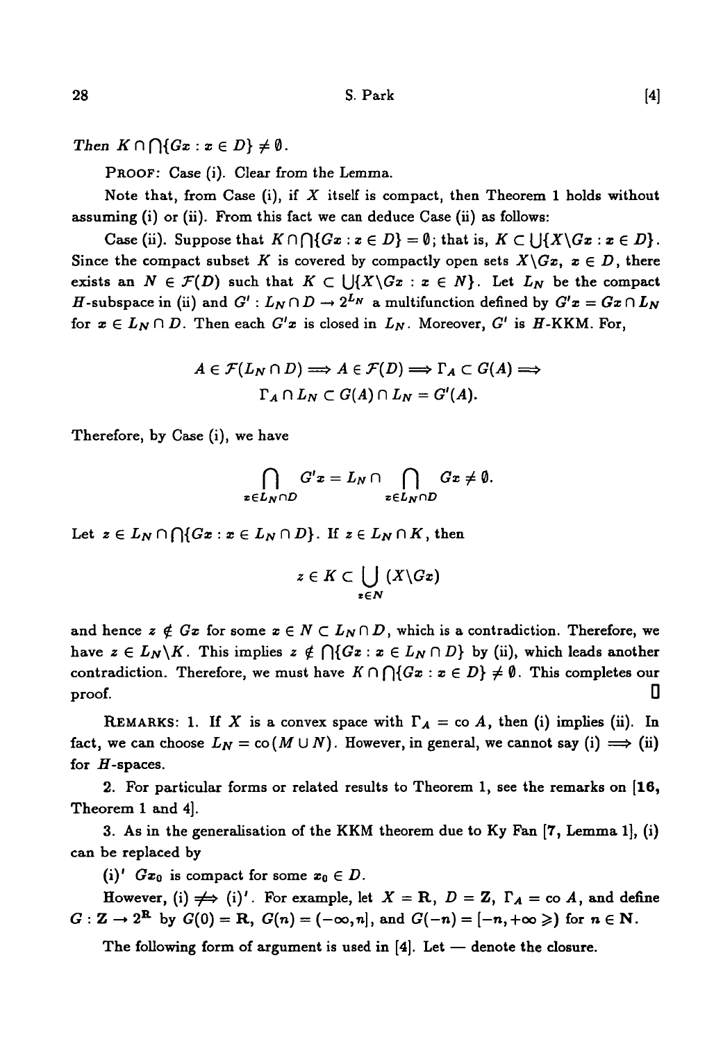*Then* $K \cap \bigcap\{Gx : x \in D\} \neq \emptyset$.

PROOF: Case (i). Clear from the Lemma.

Note that, from Case (i), if $X$ itself is compact, then Theorem 1 holds without assuming (i) or (ii). From this fact we can deduce Case (ii) as follows:

Case (ii). Suppose that $K \cap \bigcap\{Gx : x \in D\} = \emptyset$; that is, $K \subset \bigcup\{X \backslash Gx : x \in D\}$. Since the compact subset $K$ is covered by compactly open sets $X \backslash Gx$, $x \in D$, there exists an $N \in \mathcal{F}(D)$ such that $K \subset \bigcup\{X \backslash Gx : x \in N\}$. Let $L_N$ be the compact $H$-subspace in (ii) and $G' : L_N \cap D \to 2^{L_N}$ a multifunction defined by $G'x = Gx \cap L_N$ for $x \in L_N \cap D$. Then each $G'x$ is closed in $L_N$. Moreover, $G'$ is $H$-KKM. For,

$$A \in \mathcal{F}(L_N \cap D) \Longrightarrow A \in \mathcal{F}(D) \Longrightarrow \Gamma_A \subset G(A) \Longrightarrow$$
$$\Gamma_A \cap L_N \subset G(A) \cap L_N = G'(A).$$

Therefore, by Case (i), we have

$$\bigcap_{x \in L_N \cap D} G'x = L_N \cap \bigcap_{x \in L_N \cap D} Gx \neq \emptyset.$$

Let $z \in L_N \cap \bigcap\{Gx : x \in L_N \cap D\}$. If $z \in L_N \cap K$, then

$$z \in K \subset \bigcup_{x \in N} (X \backslash Gx)$$

and hence $z \notin Gx$ for some $x \in N \subset L_N \cap D$, which is a contradiction. Therefore, we have $z \in L_N \backslash K$. This implies $z \notin \bigcap\{Gx : x \in L_N \cap D\}$ by (ii), which leads another contradiction. Therefore, we must have $K \cap \bigcap\{Gx : x \in D\} \neq \emptyset$. This completes our proof. ∎

REMARKS: 1. If $X$ is a convex space with $\Gamma_A = \operatorname{co} A$, then (i) implies (ii). In fact, we can choose $L_N = \operatorname{co}(M \cup N)$. However, in general, we cannot say (i) $\Longrightarrow$ (ii) for $H$-spaces.

2. For particular forms or related results to Theorem 1, see the remarks on [**16**, Theorem 1 and 4].

3. As in the generalisation of the KKM theorem due to Ky Fan [**7**, Lemma 1], (i) can be replaced by

(i)′ $Gx_0$ is compact for some $x_0 \in D$.

However, (i) $\not\Longleftrightarrow$ (i)′. For example, let $X = \mathbf{R}$, $D = \mathbf{Z}$, $\Gamma_A = \operatorname{co} A$, and define $G : \mathbf{Z} \to 2^{\mathbf{R}}$ by $G(0) = \mathbf{R}$, $G(n) = (-\infty, n]$, and $G(-n) = [-n, +\infty \geqslant)$ for $n \in \mathbf{N}$.

The following form of argument is used in [4]. Let — denote the closure.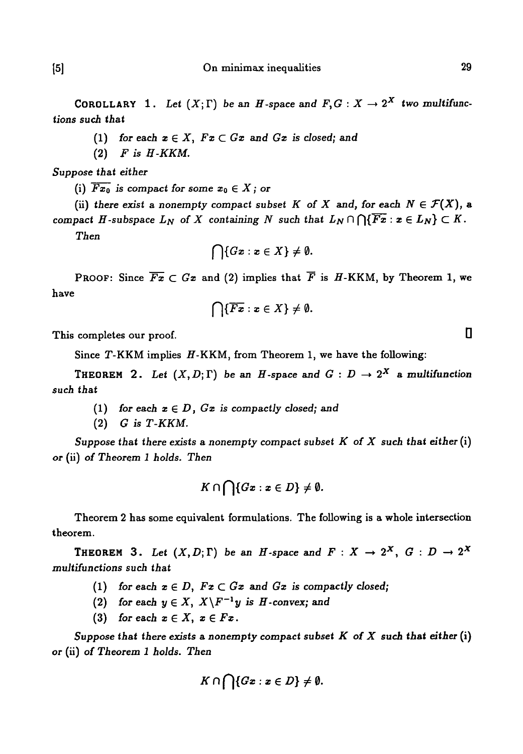**Corollary 1.** *Let $(X;\Gamma)$ be an $H$-space and $F, G : X \to 2^X$ two multifunctions such that*

> (1) *for each $x \in X$, $Fx \subset Gx$ and $Gx$ is closed; and*
>
> (2) *$F$ is $H$-KKM.*

*Suppose that either*

(i) *$\overline{Fx_0}$ is compact for some $x_0 \in X$; or*

(ii) *there exist a nonempty compact subset $K$ of $X$ and, for each $N \in \mathcal{F}(X)$, a compact $H$-subspace $L_N$ of $X$ containing $N$ such that $L_N \cap \bigcap\{\overline{Fx} : x \in L_N\} \subset K$.*

*Then*

$$\bigcap\{Gx : x \in X\} \neq \emptyset.$$

Proof: Since $\overline{Fx} \subset Gx$ and (2) implies that $\overline{F}$ is $H$-KKM, by Theorem 1, we have

$$\bigcap\{\overline{Fx} : x \in X\} \neq \emptyset.$$

This completes our proof. □

Since $T$-KKM implies $H$-KKM, from Theorem 1, we have the following:

**Theorem 2.** *Let $(X, D; \Gamma)$ be an $H$-space and $G : D \to 2^X$ a multifunction such that*

> (1) *for each $x \in D$, $Gx$ is compactly closed; and*
>
> (2) *$G$ is $T$-KKM.*

*Suppose that there exists a nonempty compact subset $K$ of $X$ such that either (i) or (ii) of Theorem 1 holds. Then*

$$K \cap \bigcap\{Gx : x \in D\} \neq \emptyset.$$

Theorem 2 has some equivalent formulations. The following is a whole intersection theorem.

**Theorem 3.** *Let $(X, D; \Gamma)$ be an $H$-space and $F : X \to 2^X$, $G : D \to 2^X$ multifunctions such that*

> (1) *for each $x \in D$, $Fx \subset Gx$ and $Gx$ is compactly closed;*
>
> (2) *for each $y \in X$, $X \backslash F^{-1}y$ is $H$-convex; and*
>
> (3) *for each $x \in X$, $x \in Fx$.*

*Suppose that there exists a nonempty compact subset $K$ of $X$ such that either (i) or (ii) of Theorem 1 holds. Then*

$$K \cap \bigcap\{Gx : x \in D\} \neq \emptyset.$$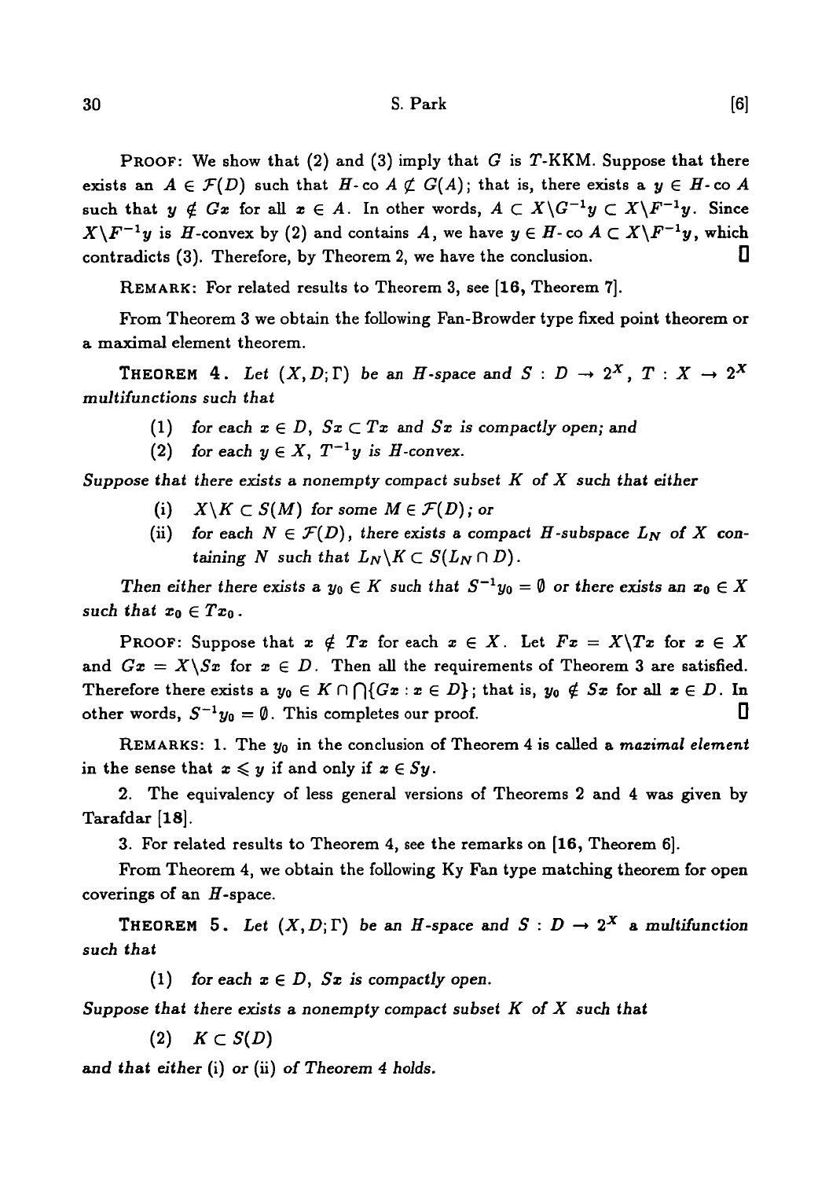PROOF: We show that (2) and (3) imply that $G$ is $T$-KKM. Suppose that there exists an $A \in \mathcal{F}(D)$ such that $H$-co $A \not\subset G(A)$; that is, there exists a $y \in H$-co $A$ such that $y \notin Gx$ for all $x \in A$. In other words, $A \subset X \backslash G^{-1}y \subset X \backslash F^{-1}y$. Since $X \backslash F^{-1}y$ is $H$-convex by (2) and contains $A$, we have $y \in H$-co $A \subset X \backslash F^{-1}y$, which contradicts (3). Therefore, by Theorem 2, we have the conclusion. $\square$

REMARK: For related results to Theorem 3, see [**16**, Theorem 7].

From Theorem 3 we obtain the following Fan-Browder type fixed point theorem or a maximal element theorem.

**THEOREM 4.** *Let $(X, D; \Gamma)$ be an $H$-space and $S : D \to 2^X$, $T : X \to 2^X$ multifunctions such that*

(1) *for each $x \in D$, $Sx \subset Tx$ and $Sx$ is compactly open; and*

(2) *for each $y \in X$, $T^{-1}y$ is $H$-convex.*

*Suppose that there exists a nonempty compact subset $K$ of $X$ such that either*

(i) *$X \backslash K \subset S(M)$ for some $M \in \mathcal{F}(D)$; or*

(ii) *for each $N \in \mathcal{F}(D)$, there exists a compact $H$-subspace $L_N$ of $X$ containing $N$ such that $L_N \backslash K \subset S(L_N \cap D)$.*

*Then either there exists a $y_0 \in K$ such that $S^{-1}y_0 = \emptyset$ or there exists an $x_0 \in X$ such that $x_0 \in Tx_0$.*

PROOF: Suppose that $x \notin Tx$ for each $x \in X$. Let $Fx = X \backslash Tx$ for $x \in X$ and $Gx = X \backslash Sx$ for $x \in D$. Then all the requirements of Theorem 3 are satisfied. Therefore there exists a $y_0 \in K \cap \bigcap\{Gx : x \in D\}$; that is, $y_0 \notin Sx$ for all $x \in D$. In other words, $S^{-1}y_0 = \emptyset$. This completes our proof. $\square$

REMARKS: 1. The $y_0$ in the conclusion of Theorem 4 is called a *maximal element* in the sense that $x \leqslant y$ if and only if $x \in Sy$.

2. The equivalency of less general versions of Theorems 2 and 4 was given by Tarafdar [**18**].

3. For related results to Theorem 4, see the remarks on [**16**, Theorem 6].

From Theorem 4, we obtain the following Ky Fan type matching theorem for open coverings of an $H$-space.

**THEOREM 5.** *Let $(X, D; \Gamma)$ be an $H$-space and $S : D \to 2^X$ a multifunction such that*

(1) *for each $x \in D$, $Sx$ is compactly open.*

*Suppose that there exists a nonempty compact subset $K$ of $X$ such that*

(2) *$K \subset S(D)$*

*and that either* (i) *or* (ii) *of Theorem 4 holds.*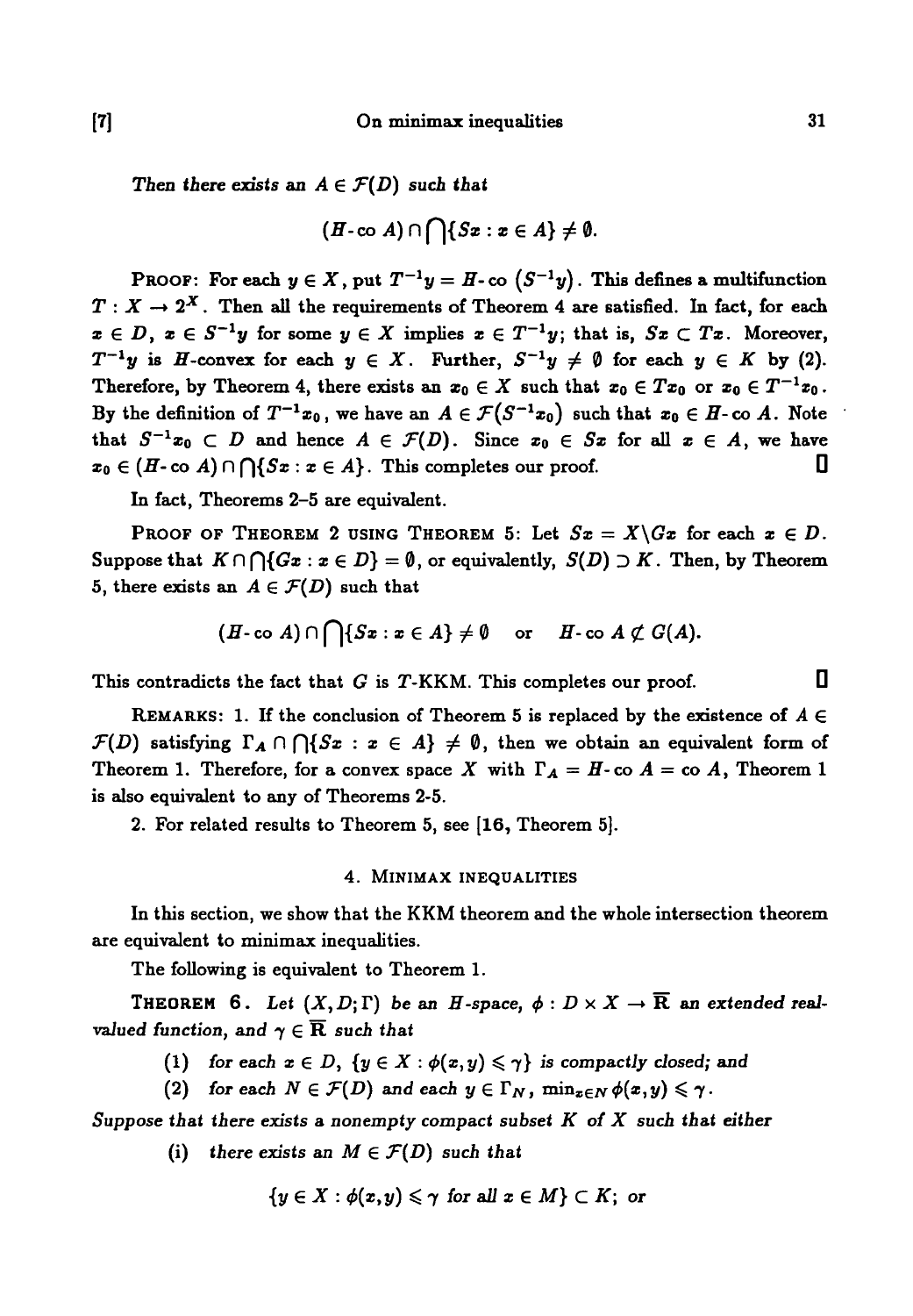*Then there exists an $A \in \mathcal{F}(D)$ such that*

$$(H\text{-}\operatorname{co} A) \cap \bigcap\{Sx : x \in A\} \neq \emptyset.$$

PROOF: For each $y \in X$, put $T^{-1}y = H\text{-}\operatorname{co}\,(S^{-1}y)$. This defines a multifunction $T : X \to 2^X$. Then all the requirements of Theorem 4 are satisfied. In fact, for each $x \in D$, $x \in S^{-1}y$ for some $y \in X$ implies $x \in T^{-1}y$; that is, $Sx \subset Tx$. Moreover, $T^{-1}y$ is $H$-convex for each $y \in X$. Further, $S^{-1}y \neq \emptyset$ for each $y \in K$ by (2). Therefore, by Theorem 4, there exists an $x_0 \in X$ such that $x_0 \in Tx_0$ or $x_0 \in T^{-1}x_0$. By the definition of $T^{-1}x_0$, we have an $A \in \mathcal{F}(S^{-1}x_0)$ such that $x_0 \in H\text{-}\operatorname{co} A$. Note that $S^{-1}x_0 \subset D$ and hence $A \in \mathcal{F}(D)$. Since $x_0 \in Sx$ for all $x \in A$, we have $x_0 \in (H\text{-}\operatorname{co} A) \cap \bigcap\{Sx : x \in A\}$. This completes our proof. □

In fact, Theorems 2–5 are equivalent.

PROOF OF THEOREM 2 USING THEOREM 5: Let $Sx = X \backslash Gx$ for each $x \in D$. Suppose that $K \cap \bigcap\{Gx : x \in D\} = \emptyset$, or equivalently, $S(D) \supset K$. Then, by Theorem 5, there exists an $A \in \mathcal{F}(D)$ such that

$$(H\text{-}\operatorname{co} A) \cap \bigcap\{Sx : x \in A\} \neq \emptyset \quad \text{or} \quad H\text{-}\operatorname{co} A \not\subset G(A).$$

This contradicts the fact that $G$ is $T$-KKM. This completes our proof. □

REMARKS: 1. If the conclusion of Theorem 5 is replaced by the existence of $A \in \mathcal{F}(D)$ satisfying $\Gamma_A \cap \bigcap\{Sx : x \in A\} \neq \emptyset$, then we obtain an equivalent form of Theorem 1. Therefore, for a convex space $X$ with $\Gamma_A = H\text{-}\operatorname{co} A = \operatorname{co} A$, Theorem 1 is also equivalent to any of Theorems 2-5.

2. For related results to Theorem 5, see [**16**, Theorem 5].

## 4. MINIMAX INEQUALITIES

In this section, we show that the KKM theorem and the whole intersection theorem are equivalent to minimax inequalities.

The following is equivalent to Theorem 1.

THEOREM 6. *Let $(X, D; \Gamma)$ be an $H$-space, $\phi : D \times X \to \overline{\mathbf{R}}$ an extended real-valued function, and $\gamma \in \overline{\mathbf{R}}$ such that*

(1) *for each $x \in D$, $\{y \in X : \phi(x, y) \leqslant \gamma\}$ is compactly closed; and*

(2) *for each $N \in \mathcal{F}(D)$ and each $y \in \Gamma_N$, $\min_{x \in N} \phi(x, y) \leqslant \gamma$.*

*Suppose that there exists a nonempty compact subset $K$ of $X$ such that either*

(i) *there exists an $M \in \mathcal{F}(D)$ such that*

$$\{y \in X : \phi(x, y) \leqslant \gamma \text{ for all } x \in M\} \subset K; \text{ or}$$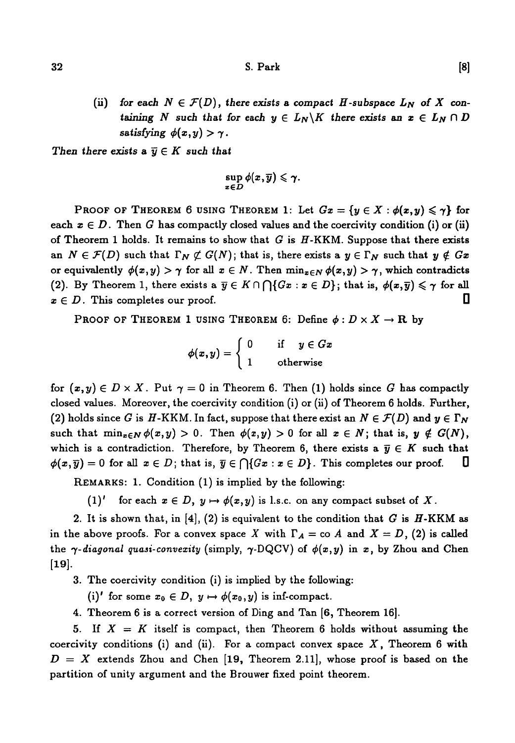(ii) *for each* $N \in \mathcal{F}(D)$, *there exists a compact* $H$*-subspace* $L_N$ *of* $X$ *containing* $N$ *such that for each* $y \in L_N \backslash K$ *there exists an* $x \in L_N \cap D$ *satisfying* $\phi(x,y) > \gamma$.

*Then there exists a* $\overline{y} \in K$ *such that*

$$\sup_{x \in D} \phi(x, \overline{y}) \leqslant \gamma.$$

PROOF OF THEOREM 6 USING THEOREM 1: Let $Gx = \{y \in X : \phi(x,y) \leqslant \gamma\}$ for each $x \in D$. Then $G$ has compactly closed values and the coercivity condition (i) or (ii) of Theorem 1 holds. It remains to show that $G$ is $H$-KKM. Suppose that there exists an $N \in \mathcal{F}(D)$ such that $\Gamma_N \not\subset G(N)$; that is, there exists a $y \in \Gamma_N$ such that $y \notin Gx$ or equivalently $\phi(x,y) > \gamma$ for all $x \in N$. Then $\min_{x \in N} \phi(x,y) > \gamma$, which contradicts (2). By Theorem 1, there exists a $\overline{y} \in K \cap \bigcap\{Gx : x \in D\}$; that is, $\phi(x, \overline{y}) \leqslant \gamma$ for all $x \in D$. This completes our proof. ∎

PROOF OF THEOREM 1 USING THEOREM 6: Define $\phi : D \times X \to \mathbf{R}$ by

$$\phi(x,y) = \begin{cases} 0 & \text{if} \quad y \in Gx \\ 1 & \text{otherwise} \end{cases}$$

for $(x,y) \in D \times X$. Put $\gamma = 0$ in Theorem 6. Then (1) holds since $G$ has compactly closed values. Moreover, the coercivity condition (i) or (ii) of Theorem 6 holds. Further, (2) holds since $G$ is $H$-KKM. In fact, suppose that there exist an $N \in \mathcal{F}(D)$ and $y \in \Gamma_N$ such that $\min_{x \in N} \phi(x,y) > 0$. Then $\phi(x,y) > 0$ for all $x \in N$; that is, $y \notin G(N)$, which is a contradiction. Therefore, by Theorem 6, there exists a $\overline{y} \in K$ such that $\phi(x, \overline{y}) = 0$ for all $x \in D$; that is, $\overline{y} \in \bigcap\{Gx : x \in D\}$. This completes our proof. ∎

REMARKS: 1. Condition (1) is implied by the following:

(1)′ for each $x \in D$, $y \mapsto \phi(x,y)$ is l.s.c. on any compact subset of $X$.

2. It is shown that, in [4], (2) is equivalent to the condition that $G$ is $H$-KKM as in the above proofs. For a convex space $X$ with $\Gamma_A = \text{co } A$ and $X = D$, (2) is called the *$\gamma$-diagonal quasi-convexity* (simply, $\gamma$-DQCV) of $\phi(x,y)$ in $x$, by Zhou and Chen [19].

3. The coercivity condition (i) is implied by the following:

(i)′ for some $x_0 \in D$, $y \mapsto \phi(x_0, y)$ is inf-compact.

4. Theorem 6 is a correct version of Ding and Tan [6, Theorem 16].

5. If $X = K$ itself is compact, then Theorem 6 holds without assuming the coercivity conditions (i) and (ii). For a compact convex space $X$, Theorem 6 with $D = X$ extends Zhou and Chen [19, Theorem 2.11], whose proof is based on the partition of unity argument and the Brouwer fixed point theorem.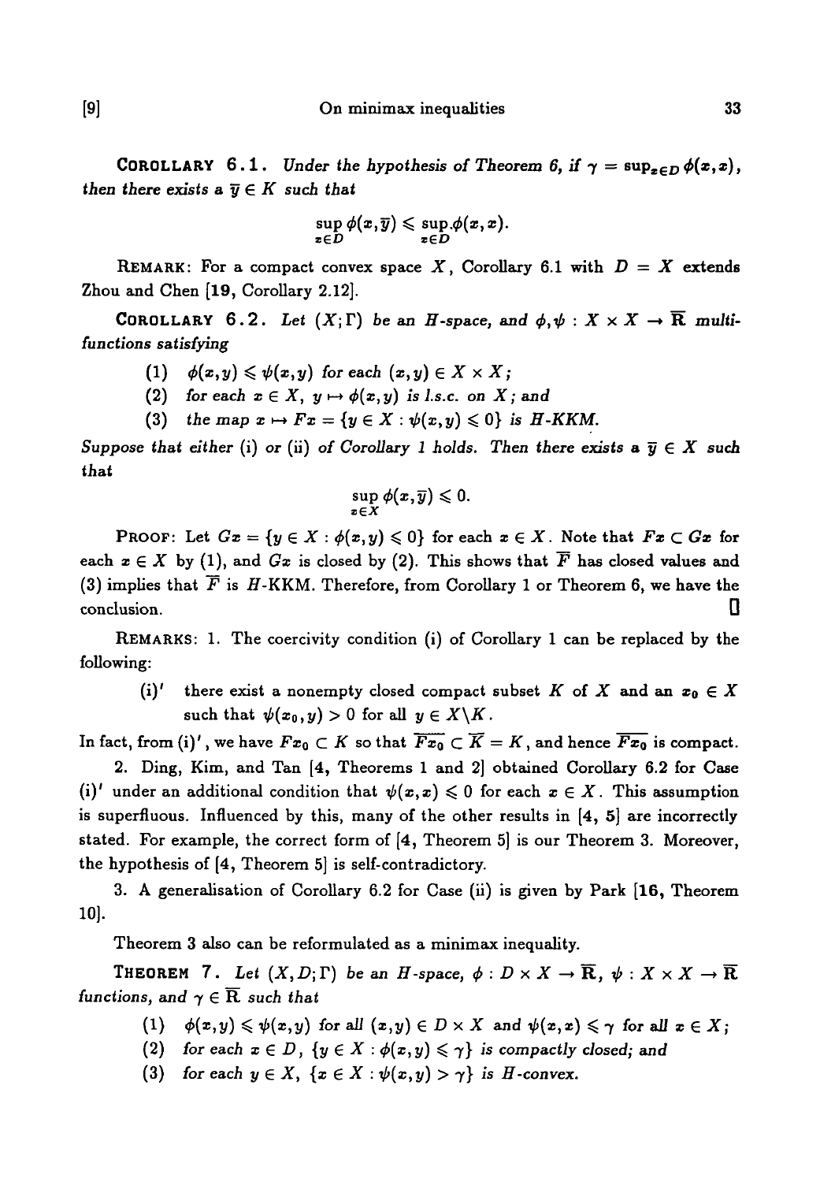**COROLLARY 6.1.** *Under the hypothesis of Theorem 6, if $\gamma = \sup_{x \in D} \phi(x, x)$, then there exists a $\overline{y} \in K$ such that*

$$\sup_{x \in D} \phi(x, \overline{y}) \leqslant \sup_{x \in D} \phi(x, x).$$

REMARK: For a compact convex space $X$, Corollary 6.1 with $D = X$ extends Zhou and Chen [**19**, Corollary 2.12].

**COROLLARY 6.2.** *Let $(X; \Gamma)$ be an H-space, and $\phi, \psi : X \times X \to \overline{\mathbf{R}}$ multifunctions satisfying*

(1) *$\phi(x, y) \leqslant \psi(x, y)$ for each $(x, y) \in X \times X$;*
(2) *for each $x \in X$, $y \mapsto \phi(x, y)$ is l.s.c. on $X$; and*
(3) *the map $x \mapsto Fx = \{y \in X : \psi(x, y) \leqslant 0\}$ is H-KKM.*

*Suppose that either* (i) *or* (ii) *of Corollary 1 holds. Then there exists a $\overline{y} \in X$ such that*

$$\sup_{x \in X} \phi(x, \overline{y}) \leqslant 0.$$

PROOF: Let $Gx = \{y \in X : \phi(x, y) \leqslant 0\}$ for each $x \in X$. Note that $Fx \subset Gx$ for each $x \in X$ by (1), and $Gx$ is closed by (2). This shows that $\overline{F}$ has closed values and (3) implies that $\overline{F}$ is $H$-KKM. Therefore, from Corollary 1 or Theorem 6, we have the conclusion. □

REMARKS: 1. The coercivity condition (i) of Corollary 1 can be replaced by the following:

(i)′ there exist a nonempty closed compact subset $K$ of $X$ and an $x_0 \in X$ such that $\psi(x_0, y) > 0$ for all $y \in X \backslash K$.

In fact, from (i)′, we have $Fx_0 \subset K$ so that $\overline{Fx_0} \subset \overline{K} = K$, and hence $\overline{Fx_0}$ is compact.

2. Ding, Kim, and Tan [**4**, Theorems 1 and 2] obtained Corollary 6.2 for Case (i)′ under an additional condition that $\psi(x, x) \leqslant 0$ for each $x \in X$. This assumption is superfluous. Influenced by this, many of the other results in [**4, 5**] are incorrectly stated. For example, the correct form of [**4**, Theorem 5] is our Theorem 3. Moreover, the hypothesis of [**4**, Theorem 5] is self-contradictory.

3. A generalisation of Corollary 6.2 for Case (ii) is given by Park [**16**, Theorem 10].

Theorem 3 also can be reformulated as a minimax inequality.

**THEOREM 7.** *Let $(X, D; \Gamma)$ be an H-space, $\phi : D \times X \to \overline{\mathbf{R}}$, $\psi : X \times X \to \overline{\mathbf{R}}$ functions, and $\gamma \in \overline{\mathbf{R}}$ such that*

(1) *$\phi(x, y) \leqslant \psi(x, y)$ for all $(x, y) \in D \times X$ and $\psi(x, x) \leqslant \gamma$ for all $x \in X$;*
(2) *for each $x \in D$, $\{y \in X : \phi(x, y) \leqslant \gamma\}$ is compactly closed; and*
(3) *for each $y \in X$, $\{x \in X : \psi(x, y) > \gamma\}$ is H-convex.*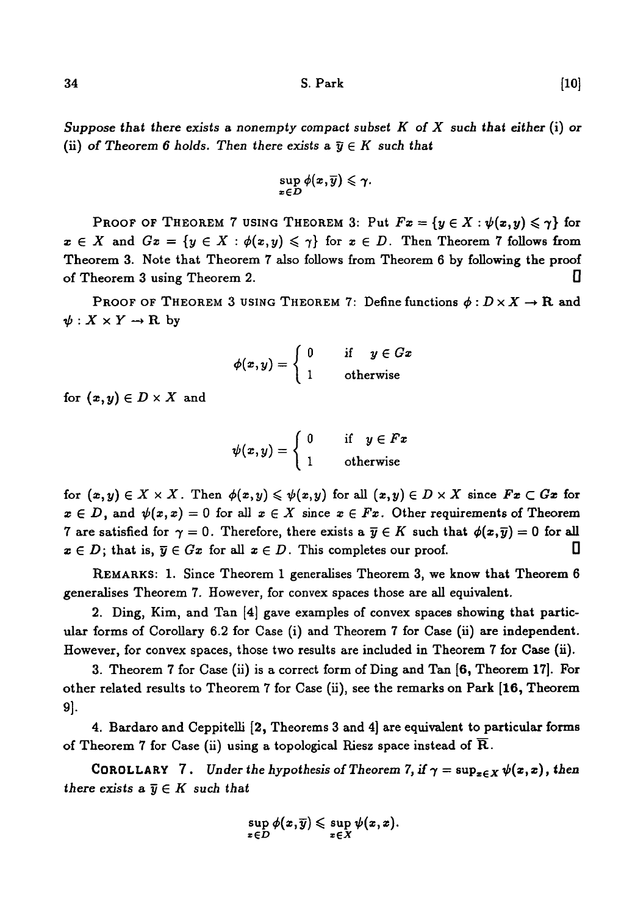*Suppose that there exists a nonempty compact subset $K$ of $X$ such that either* (i) *or* (ii) *of Theorem 6 holds. Then there exists a $\overline{y} \in K$ such that*

$$\sup_{x \in D} \phi(x, \overline{y}) \leqslant \gamma.$$

PROOF OF THEOREM 7 USING THEOREM 3: Put $Fx = \{y \in X : \psi(x, y) \leqslant \gamma\}$ for $x \in X$ and $Gx = \{y \in X : \phi(x, y) \leqslant \gamma\}$ for $x \in D$. Then Theorem 7 follows from Theorem 3. Note that Theorem 7 also follows from Theorem 6 by following the proof of Theorem 3 using Theorem 2. □

PROOF OF THEOREM 3 USING THEOREM 7: Define functions $\phi : D \times X \to \mathbf{R}$ and $\psi : X \times Y \to \mathbf{R}$ by

$$\phi(x, y) = \begin{cases} 0 & \text{if} \quad y \in Gx \\ 1 & \text{otherwise} \end{cases}$$

for $(x, y) \in D \times X$ and

$$\psi(x, y) = \begin{cases} 0 & \text{if} \quad y \in Fx \\ 1 & \text{otherwise} \end{cases}$$

for $(x, y) \in X \times X$. Then $\phi(x, y) \leqslant \psi(x, y)$ for all $(x, y) \in D \times X$ since $Fx \subset Gx$ for $x \in D$, and $\psi(x, x) = 0$ for all $x \in X$ since $x \in Fx$. Other requirements of Theorem 7 are satisfied for $\gamma = 0$. Therefore, there exists a $\overline{y} \in K$ such that $\phi(x, \overline{y}) = 0$ for all $x \in D$; that is, $\overline{y} \in Gx$ for all $x \in D$. This completes our proof. □

REMARKS: 1. Since Theorem 1 generalises Theorem 3, we know that Theorem 6 generalises Theorem 7. However, for convex spaces those are all equivalent.

2. Ding, Kim, and Tan [4] gave examples of convex spaces showing that particular forms of Corollary 6.2 for Case (i) and Theorem 7 for Case (ii) are independent. However, for convex spaces, those two results are included in Theorem 7 for Case (ii).

3. Theorem 7 for Case (ii) is a correct form of Ding and Tan [**6**, Theorem 17]. For other related results to Theorem 7 for Case (ii), see the remarks on Park [**16**, Theorem 9].

4. Bardaro and Ceppitelli [**2**, Theorems 3 and 4] are equivalent to particular forms of Theorem 7 for Case (ii) using a topological Riesz space instead of $\overline{\mathbf{R}}$.

**COROLLARY 7.** *Under the hypothesis of Theorem 7, if $\gamma = \sup_{x \in X} \psi(x, x)$, then there exists a $\overline{y} \in K$ such that*

$$\sup_{x \in D} \phi(x, \overline{y}) \leqslant \sup_{x \in X} \psi(x, x).$$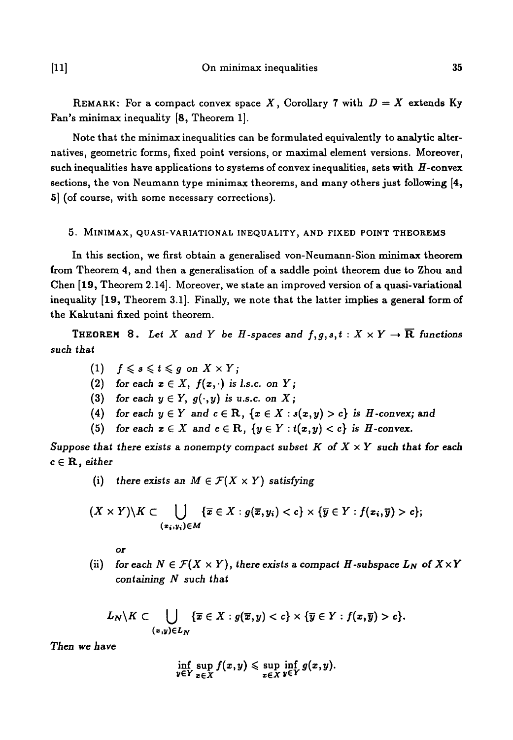REMARK: For a compact convex space $X$, Corollary 7 with $D = X$ extends Ky Fan's minimax inequality [8, Theorem 1].

Note that the minimax inequalities can be formulated equivalently to analytic alternatives, geometric forms, fixed point versions, or maximal element versions. Moreover, such inequalities have applications to systems of convex inequalities, sets with $H$-convex sections, the von Neumann type minimax theorems, and many others just following [4, 5] (of course, with some necessary corrections).

## 5. Minimax, quasi-variational inequality, and fixed point theorems

In this section, we first obtain a generalised von-Neumann-Sion minimax theorem from Theorem 4, and then a generalisation of a saddle point theorem due to Zhou and Chen [19, Theorem 2.14]. Moreover, we state an improved version of a quasi-variational inequality [19, Theorem 3.1]. Finally, we note that the latter implies a general form of the Kakutani fixed point theorem.

**THEOREM 8.** *Let $X$ and $Y$ be $H$-spaces and $f, g, s, t : X \times Y \to \overline{\mathbf{R}}$ functions such that*

(1) $f \leqslant s \leqslant t \leqslant g$ *on* $X \times Y$;

(2) *for each $x \in X$, $f(x, \cdot)$ is l.s.c. on $Y$;*

(3) *for each $y \in Y$, $g(\cdot, y)$ is u.s.c. on $X$;*

(4) *for each $y \in Y$ and $c \in \mathbf{R}$, $\{x \in X : s(x, y) > c\}$ is $H$-convex; and*

(5) *for each $x \in X$ and $c \in \mathbf{R}$, $\{y \in Y : t(x, y) < c\}$ is $H$-convex.*

*Suppose that there exists a nonempty compact subset $K$ of $X \times Y$ such that for each $c \in \mathbf{R}$, either*

(i) *there exists an $M \in \mathcal{F}(X \times Y)$ satisfying*

$$(X \times Y) \backslash K \subset \bigcup_{(x_i, y_i) \in M} \{\overline{x} \in X : g(\overline{x}, y_i) < c\} \times \{\overline{y} \in Y : f(x_i, \overline{y}) > c\};$$

*or*

(ii) *for each $N \in \mathcal{F}(X \times Y)$, there exists a compact $H$-subspace $L_N$ of $X \times Y$ containing $N$ such that*

$$L_N \backslash K \subset \bigcup_{(x, y) \in L_N} \{\overline{x} \in X : g(\overline{x}, y) < c\} \times \{\overline{y} \in Y : f(x, \overline{y}) > c\}.$$

*Then we have*

$$\inf_{y \in Y} \sup_{x \in X} f(x, y) \leqslant \sup_{x \in X} \inf_{y \in Y} g(x, y).$$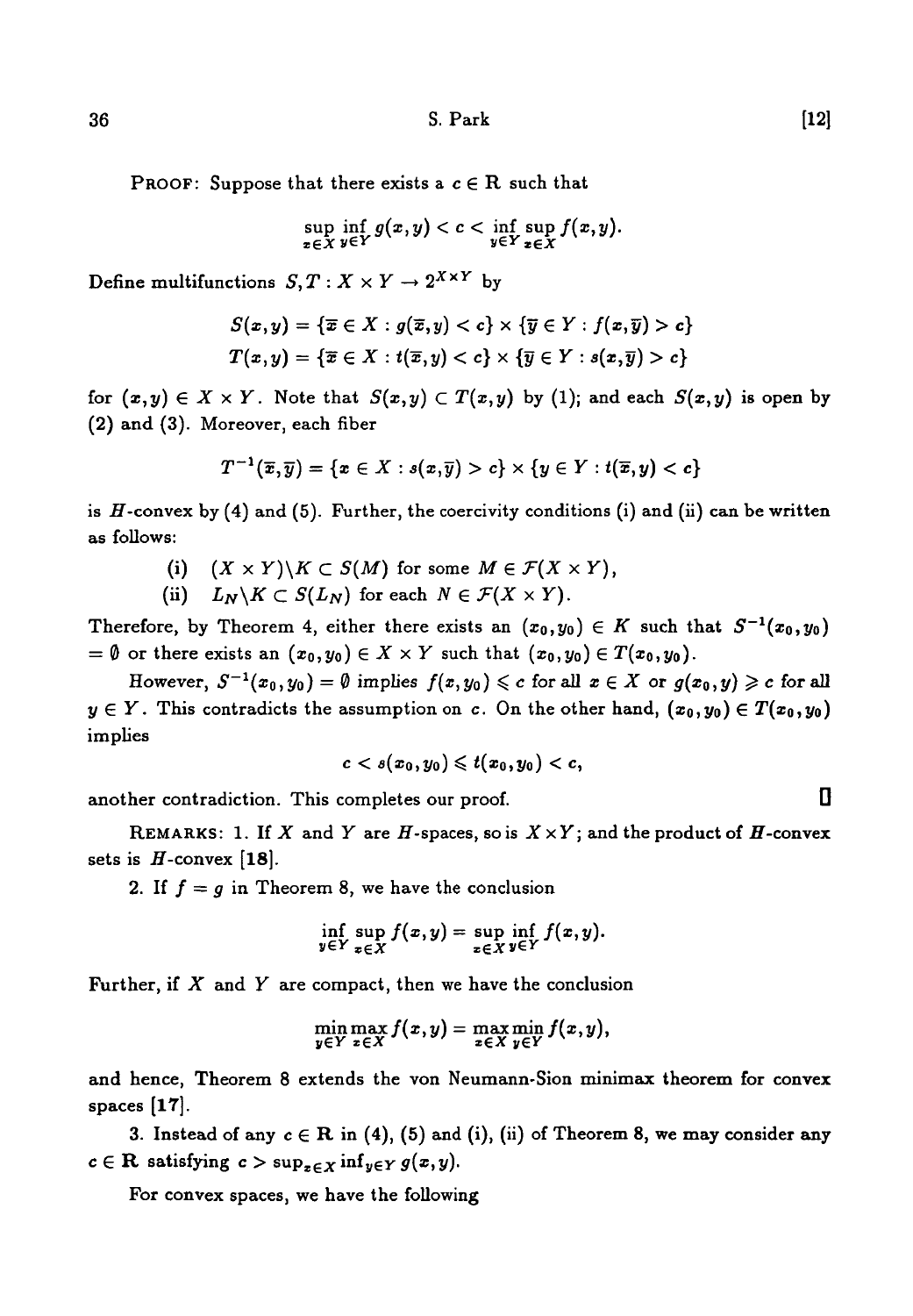**Proof:** Suppose that there exists a $c \in \mathbf{R}$ such that

$$\sup_{x \in X} \inf_{y \in Y} g(x,y) < c < \inf_{y \in Y} \sup_{x \in X} f(x,y).$$

Define multifunctions $S, T : X \times Y \to 2^{X \times Y}$ by

$$S(x,y) = \{\overline{x} \in X : g(\overline{x}, y) < c\} \times \{\overline{y} \in Y : f(x, \overline{y}) > c\}$$
$$T(x,y) = \{\overline{x} \in X : t(\overline{x}, y) < c\} \times \{\overline{y} \in Y : s(x, \overline{y}) > c\}$$

for $(x,y) \in X \times Y$. Note that $S(x,y) \subset T(x,y)$ by (1); and each $S(x,y)$ is open by (2) and (3). Moreover, each fiber

$$T^{-1}(\overline{x}, \overline{y}) = \{x \in X : s(x, \overline{y}) > c\} \times \{y \in Y : t(\overline{x}, y) < c\}$$

is $H$-convex by (4) and (5). Further, the coercivity conditions (i) and (ii) can be written as follows:

(i) $(X \times Y) \backslash K \subset S(M)$ for some $M \in \mathcal{F}(X \times Y)$,

(ii) $L_N \backslash K \subset S(L_N)$ for each $N \in \mathcal{F}(X \times Y)$.

Therefore, by Theorem 4, either there exists an $(x_0, y_0) \in K$ such that $S^{-1}(x_0, y_0) = \emptyset$ or there exists an $(x_0, y_0) \in X \times Y$ such that $(x_0, y_0) \in T(x_0, y_0)$.

However, $S^{-1}(x_0, y_0) = \emptyset$ implies $f(x, y_0) \leqslant c$ for all $x \in X$ or $g(x_0, y) \geqslant c$ for all $y \in Y$. This contradicts the assumption on $c$. On the other hand, $(x_0, y_0) \in T(x_0, y_0)$ implies

$$c < s(x_0, y_0) \leqslant t(x_0, y_0) < c,$$

another contradiction. This completes our proof. $\square$

**Remarks:** 1. If $X$ and $Y$ are $H$-spaces, so is $X \times Y$; and the product of $H$-convex sets is $H$-convex [18].

2. If $f = g$ in Theorem 8, we have the conclusion

$$\inf_{y \in Y} \sup_{x \in X} f(x,y) = \sup_{x \in X} \inf_{y \in Y} f(x,y).$$

Further, if $X$ and $Y$ are compact, then we have the conclusion

$$\min_{y \in Y} \max_{x \in X} f(x,y) = \max_{x \in X} \min_{y \in Y} f(x,y),$$

and hence, Theorem 8 extends the von Neumann-Sion minimax theorem for convex spaces [17].

3. Instead of any $c \in \mathbf{R}$ in (4), (5) and (i), (ii) of Theorem 8, we may consider any $c \in \mathbf{R}$ satisfying $c > \sup_{x \in X} \inf_{y \in Y} g(x,y)$.

For convex spaces, we have the following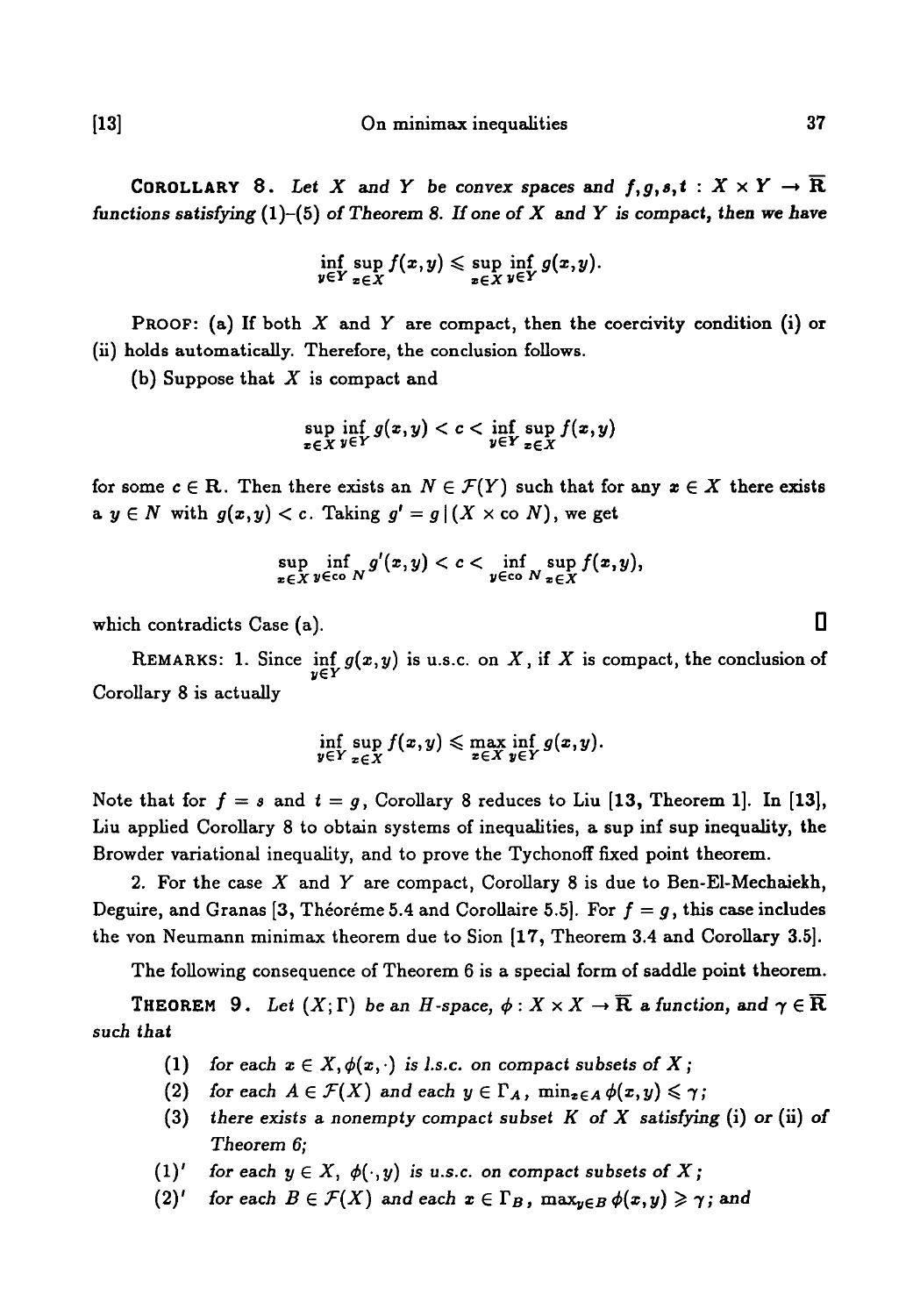**COROLLARY 8.** *Let $X$ and $Y$ be convex spaces and $f, g, s, t : X \times Y \to \overline{\mathbf{R}}$ functions satisfying* (1)–(5) *of Theorem 8. If one of $X$ and $Y$ is compact, then we have*

$$\inf_{y \in Y} \sup_{x \in X} f(x,y) \leqslant \sup_{x \in X} \inf_{y \in Y} g(x,y).$$

PROOF: (a) If both $X$ and $Y$ are compact, then the coercivity condition (i) or (ii) holds automatically. Therefore, the conclusion follows.

(b) Suppose that $X$ is compact and

$$\sup_{x \in X} \inf_{y \in Y} g(x,y) < c < \inf_{y \in Y} \sup_{x \in X} f(x,y)$$

for some $c \in \mathbf{R}$. Then there exists an $N \in \mathcal{F}(Y)$ such that for any $x \in X$ there exists a $y \in N$ with $g(x,y) < c$. Taking $g' = g \,|\, (X \times \operatorname{co} N)$, we get

$$\sup_{x \in X} \inf_{y \in \operatorname{co} N} g'(x,y) < c < \inf_{y \in \operatorname{co} N} \sup_{x \in X} f(x,y),$$

which contradicts Case (a). $\square$

REMARKS: 1. Since $\inf_{y \in Y} g(x,y)$ is u.s.c. on $X$, if $X$ is compact, the conclusion of Corollary 8 is actually

$$\inf_{y \in Y} \sup_{x \in X} f(x,y) \leqslant \max_{x \in X} \inf_{y \in Y} g(x,y).$$

Note that for $f = s$ and $t = g$, Corollary 8 reduces to Liu [**13**, Theorem 1]. In [**13**], Liu applied Corollary 8 to obtain systems of inequalities, a sup inf sup inequality, the Browder variational inequality, and to prove the Tychonoff fixed point theorem.

2. For the case $X$ and $Y$ are compact, Corollary 8 is due to Ben-El-Mechaiekh, Deguire, and Granas [**3**, Théoréme 5.4 and Corollaire 5.5]. For $f = g$, this case includes the von Neumann minimax theorem due to Sion [**17**, Theorem 3.4 and Corollary 3.5].

The following consequence of Theorem 6 is a special form of saddle point theorem.

**THEOREM 9.** *Let $(X;\Gamma)$ be an $H$-space, $\phi : X \times X \to \overline{\mathbf{R}}$ a function, and $\gamma \in \overline{\mathbf{R}}$ such that*

- (1) *for each $x \in X, \phi(x, \cdot)$ is l.s.c. on compact subsets of $X$;*
- (2) *for each $A \in \mathcal{F}(X)$ and each $y \in \Gamma_A$, $\min_{x \in A} \phi(x,y) \leqslant \gamma$;*
- (3) *there exists a nonempty compact subset $K$ of $X$ satisfying* (i) *or* (ii) *of Theorem 6;*
- (1)′ *for each $y \in X$, $\phi(\cdot, y)$ is u.s.c. on compact subsets of $X$;*
- (2)′ *for each $B \in \mathcal{F}(X)$ and each $x \in \Gamma_B$, $\max_{y \in B} \phi(x,y) \geqslant \gamma$; and*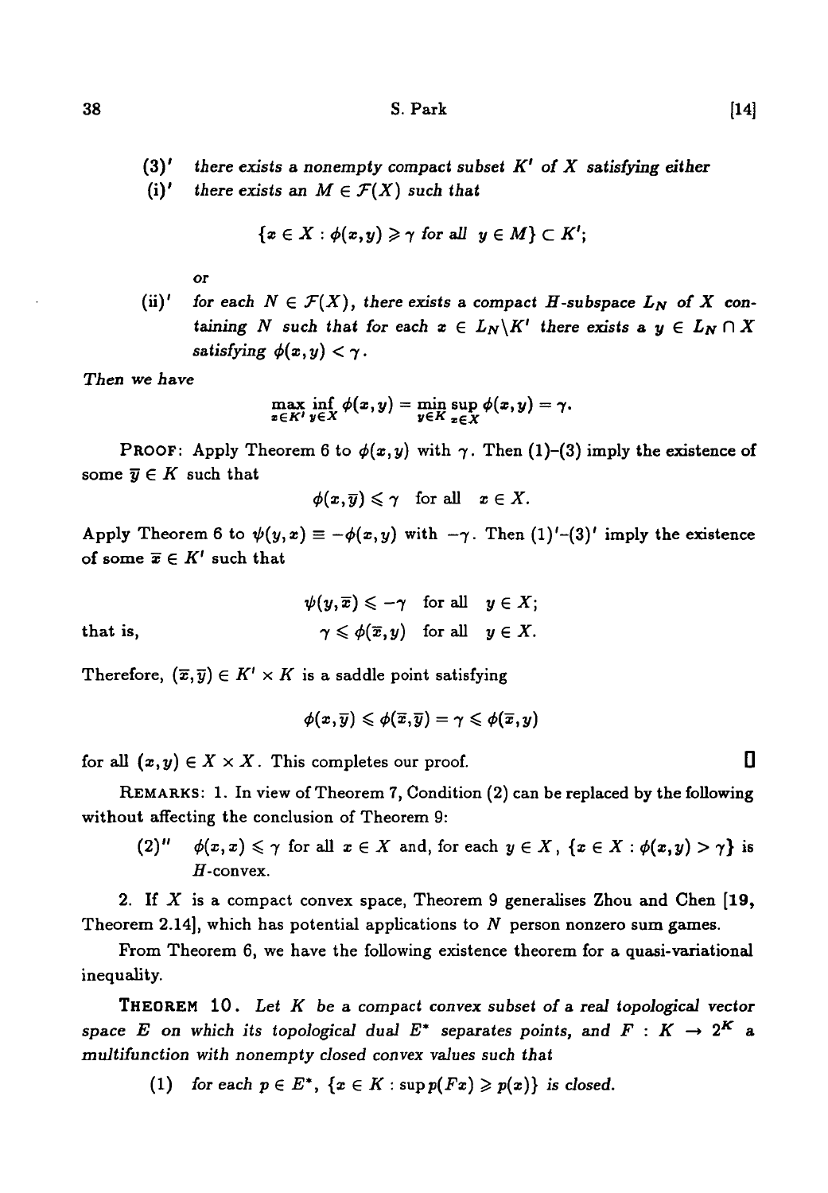(3)′ *there exists a nonempty compact subset $K'$ of $X$ satisfying either*

(i)′ *there exists an $M \in \mathcal{F}(X)$ such that*

$$\{x \in X : \phi(x,y) \geqslant \gamma \text{ for all } y \in M\} \subset K';$$

*or*

(ii)′ *for each $N \in \mathcal{F}(X)$, there exists a compact $H$-subspace $L_N$ of $X$ containing $N$ such that for each $x \in L_N \backslash K'$ there exists a $y \in L_N \cap X$ satisfying $\phi(x,y) < \gamma$.*

*Then we have*

$$\max_{x \in K'} \inf_{y \in X} \phi(x,y) = \min_{y \in K} \sup_{x \in X} \phi(x,y) = \gamma.$$

PROOF: Apply Theorem 6 to $\phi(x,y)$ with $\gamma$. Then (1)–(3) imply the existence of some $\overline{y} \in K$ such that

$$\phi(x,\overline{y}) \leqslant \gamma \quad \text{for all} \quad x \in X.$$

Apply Theorem 6 to $\psi(y,x) \equiv -\phi(x,y)$ with $-\gamma$. Then (1)′–(3)′ imply the existence of some $\overline{x} \in K'$ such that

$$\psi(y,\overline{x}) \leqslant -\gamma \quad \text{for all} \quad y \in X;$$

that is,

$$\gamma \leqslant \phi(\overline{x},y) \quad \text{for all} \quad y \in X.$$

Therefore, $(\overline{x},\overline{y}) \in K' \times K$ is a saddle point satisfying

$$\phi(x,\overline{y}) \leqslant \phi(\overline{x},\overline{y}) = \gamma \leqslant \phi(\overline{x},y)$$

for all $(x,y) \in X \times X$. This completes our proof. □

REMARKS: 1. In view of Theorem 7, Condition (2) can be replaced by the following without affecting the conclusion of Theorem 9:

(2)″ $\phi(x,x) \leqslant \gamma$ for all $x \in X$ and, for each $y \in X$, $\{x \in X : \phi(x,y) > \gamma\}$ is $H$-convex.

2. If $X$ is a compact convex space, Theorem 9 generalises Zhou and Chen [**19**, Theorem 2.14], which has potential applications to $N$ person nonzero sum games.

From Theorem 6, we have the following existence theorem for a quasi-variational inequality.

THEOREM 10. *Let $K$ be a compact convex subset of a real topological vector space $E$ on which its topological dual $E^*$ separates points, and $F : K \to 2^K$ a multifunction with nonempty closed convex values such that*

(1) *for each $p \in E^*$, $\{x \in K : \sup p(Fx) \geqslant p(x)\}$ is closed.*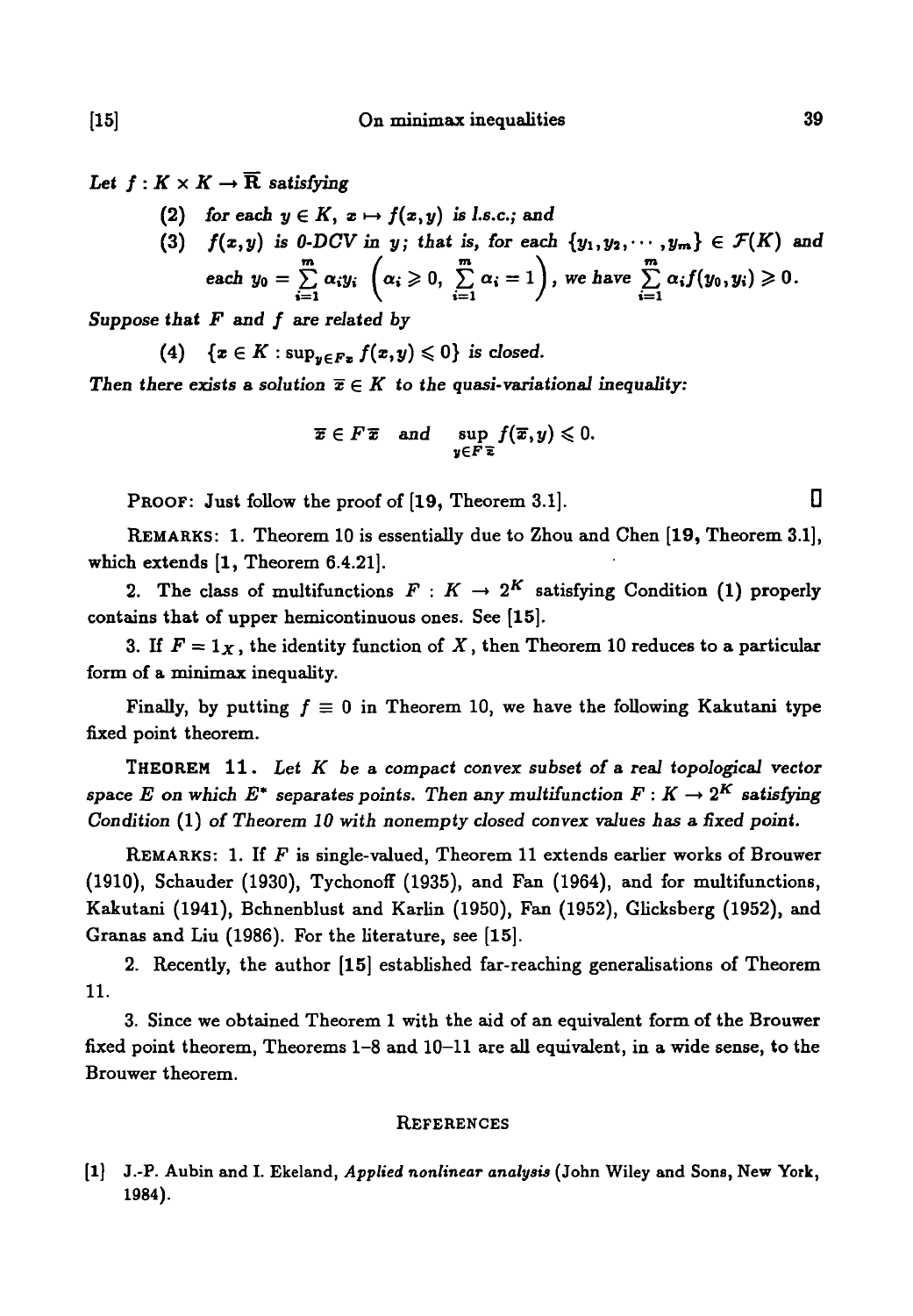*Let* $f : K \times K \to \overline{\mathbf{R}}$ *satisfying*

(2) *for each* $y \in K$, $x \mapsto f(x,y)$ *is l.s.c.; and*

(3) $f(x,y)$ *is 0-DCV in* $y$; *that is, for each* $\{y_1, y_2, \cdots, y_m\} \in \mathcal{F}(K)$ *and each* $y_0 = \sum_{i=1}^{m} \alpha_i y_i$ $\left(\alpha_i \geqslant 0,\ \sum_{i=1}^{m} \alpha_i = 1\right)$, *we have* $\sum_{i=1}^{m} \alpha_i f(y_0, y_i) \geqslant 0$.

*Suppose that* $F$ *and* $f$ *are related by*

(4) $\{x \in K : \sup_{y \in Fx} f(x,y) \leqslant 0\}$ *is closed.*

*Then there exists a solution* $\overline{x} \in K$ *to the quasi-variational inequality:*

$$\overline{x} \in F\overline{x} \quad \text{and} \quad \sup_{y \in F\overline{x}} f(\overline{x}, y) \leqslant 0.$$

PROOF: Just follow the proof of [**19**, Theorem 3.1]. □

REMARKS: 1. Theorem 10 is essentially due to Zhou and Chen [**19**, Theorem 3.1], which extends [**1**, Theorem 6.4.21].

2. The class of multifunctions $F : K \to 2^K$ satisfying Condition (1) properly contains that of upper hemicontinuous ones. See [**15**].

3. If $F = 1_X$, the identity function of $X$, then Theorem 10 reduces to a particular form of a minimax inequality.

Finally, by putting $f \equiv 0$ in Theorem 10, we have the following Kakutani type fixed point theorem.

THEOREM **11**. *Let* $K$ *be a compact convex subset of a real topological vector space* $E$ *on which* $E^*$ *separates points. Then any multifunction* $F : K \to 2^K$ *satisfying Condition* (1) *of Theorem 10 with nonempty closed convex values has a fixed point.*

REMARKS: 1. If $F$ is single-valued, Theorem 11 extends earlier works of Brouwer (1910), Schauder (1930), Tychonoff (1935), and Fan (1964), and for multifunctions, Kakutani (1941), Bchnenblust and Karlin (1950), Fan (1952), Glicksberg (1952), and Granas and Liu (1986). For the literature, see [**15**].

2. Recently, the author [**15**] established far-reaching generalisations of Theorem 11.

3. Since we obtained Theorem 1 with the aid of an equivalent form of the Brouwer fixed point theorem, Theorems 1–8 and 10–11 are all equivalent, in a wide sense, to the Brouwer theorem.

## REFERENCES

[1] J.-P. Aubin and I. Ekeland, *Applied nonlinear analysis* (John Wiley and Sons, New York, 1984).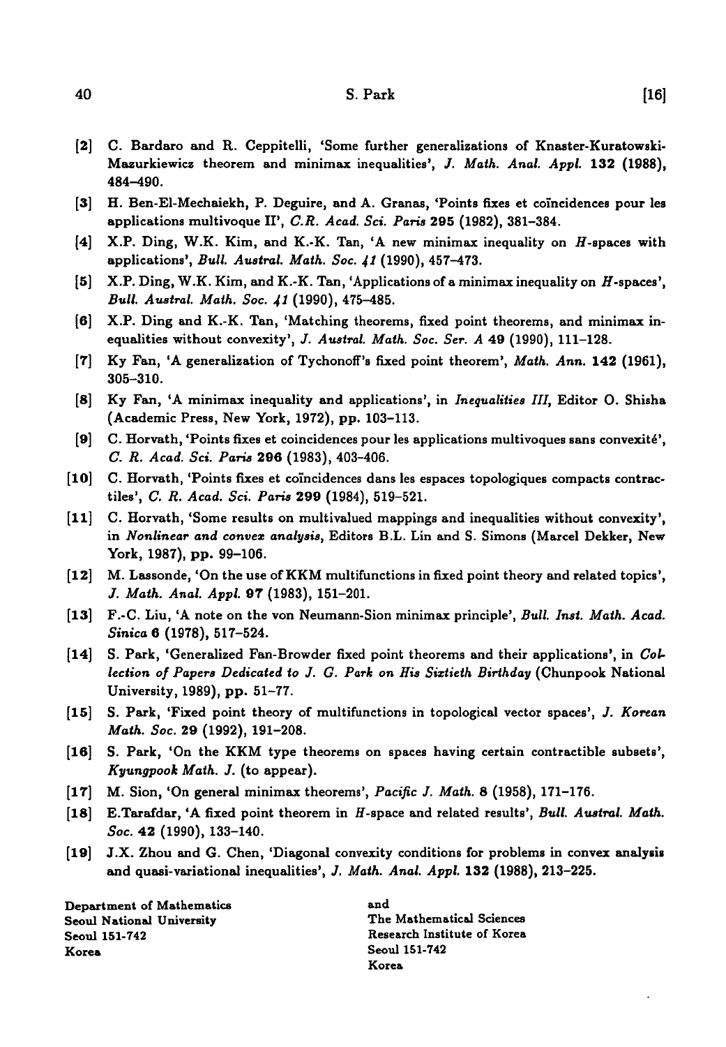[2] C. Bardaro and R. Ceppitelli, 'Some further generalizations of Knaster-Kuratowski-Mazurkiewicz theorem and minimax inequalities', *J. Math. Anal. Appl.* **132** (1988), 484–490.

[3] H. Ben-El-Mechaiekh, P. Deguire, and A. Granas, 'Points fixes et coïncidences pour les applications multivoque II', *C.R. Acad. Sci. Paris* **295** (1982), 381–384.

[4] X.P. Ding, W.K. Kim, and K.-K. Tan, 'A new minimax inequality on $H$-spaces with applications', *Bull. Austral. Math. Soc.* **41** (1990), 457–473.

[5] X.P. Ding, W.K. Kim, and K.-K. Tan, 'Applications of a minimax inequality on $H$-spaces', *Bull. Austral. Math. Soc.* **41** (1990), 475–485.

[6] X.P. Ding and K.-K. Tan, 'Matching theorems, fixed point theorems, and minimax inequalities without convexity', *J. Austral. Math. Soc. Ser. A* **49** (1990), 111–128.

[7] Ky Fan, 'A generalization of Tychonoff's fixed point theorem', *Math. Ann.* **142** (1961), 305–310.

[8] Ky Fan, 'A minimax inequality and applications', in *Inequalities III*, Editor O. Shisha (Academic Press, New York, 1972), pp. 103–113.

[9] C. Horvath, 'Points fixes et coincidences pour les applications multivoques sans convexité', *C. R. Acad. Sci. Paris* **296** (1983), 403–406.

[10] C. Horvath, 'Points fixes et coïncidences dans les espaces topologiques compacts contractiles', *C. R. Acad. Sci. Paris* **299** (1984), 519–521.

[11] C. Horvath, 'Some results on multivalued mappings and inequalities without convexity', in *Nonlinear and convex analysis*, Editors B.L. Lin and S. Simons (Marcel Dekker, New York, 1987), pp. 99–106.

[12] M. Lassonde, 'On the use of KKM multifunctions in fixed point theory and related topics', *J. Math. Anal. Appl.* **97** (1983), 151–201.

[13] F.-C. Liu, 'A note on the von Neumann-Sion minimax principle', *Bull. Inst. Math. Acad. Sinica* **6** (1978), 517–524.

[14] S. Park, 'Generalized Fan-Browder fixed point theorems and their applications', in *Collection of Papers Dedicated to J. G. Park on His Sixtieth Birthday* (Chunpook National University, 1989), pp. 51–77.

[15] S. Park, 'Fixed point theory of multifunctions in topological vector spaces', *J. Korean Math. Soc.* **29** (1992), 191–208.

[16] S. Park, 'On the KKM type theorems on spaces having certain contractible subsets', *Kyungpook Math. J.* (to appear).

[17] M. Sion, 'On general minimax theorems', *Pacific J. Math.* **8** (1958), 171–176.

[18] E.Tarafdar, 'A fixed point theorem in $H$-space and related results', *Bull. Austral. Math. Soc.* **42** (1990), 133–140.

[19] J.X. Zhou and G. Chen, 'Diagonal convexity conditions for problems in convex analysis and quasi-variational inequalities', *J. Math. Anal. Appl.* **132** (1988), 213–225.

Department of Mathematics
Seoul National University
Seoul 151-742
Korea

and
The Mathematical Sciences
Research Institute of Korea
Seoul 151-742
Korea